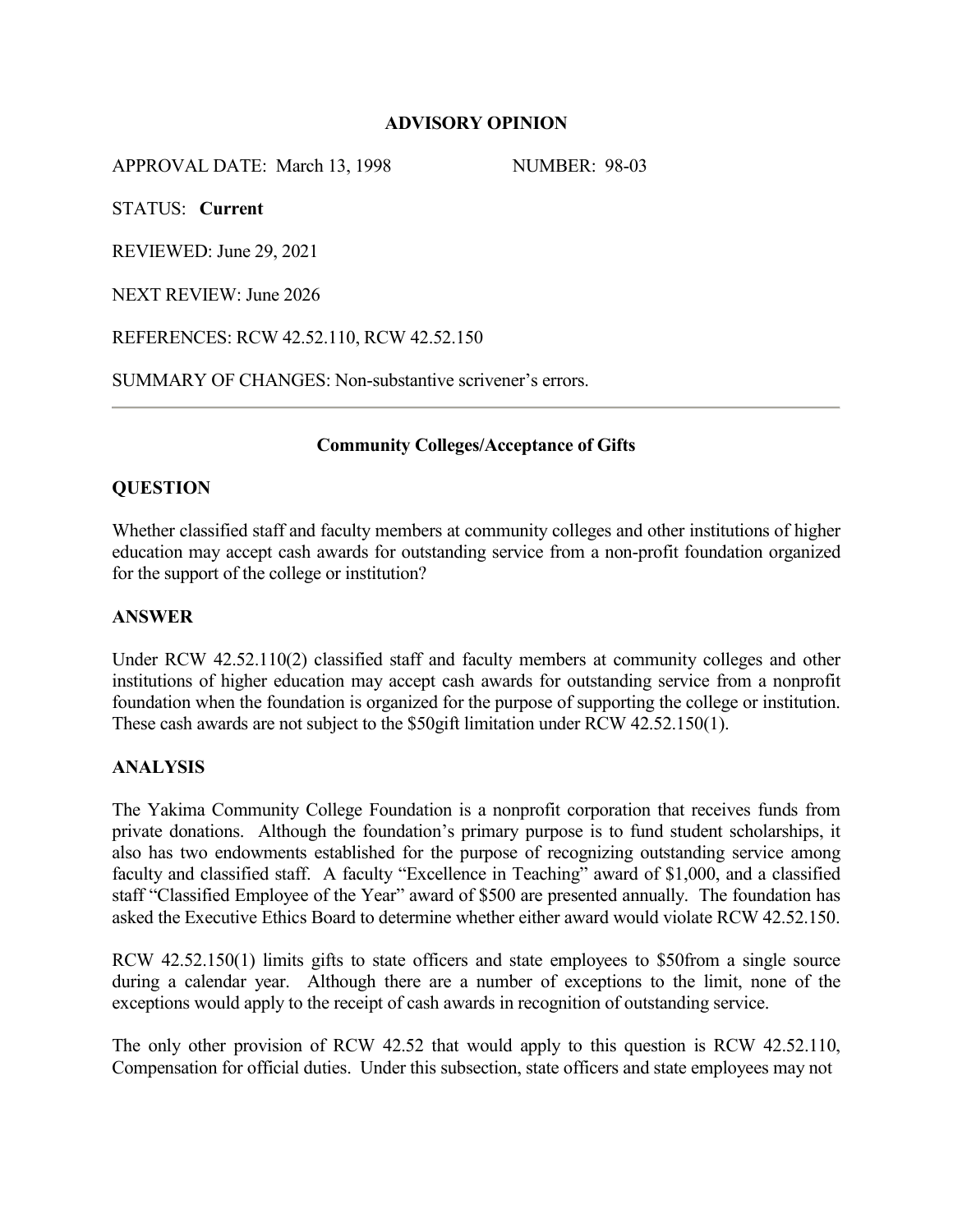**ADVISORY OPINION**

APPROVAL DATE: March 13, 1998 NUMBER: 98-03

STATUS: **Current**

REVIEWED: June 29, 2021

NEXT REVIEW: June 2026

REFERENCES: RCW 42.52.110, RCW 42.52.150

SUMMARY OF CHANGES: Non-substantive scrivener's errors.

---

**Community Colleges/Acceptance of Gifts**

## QUESTION

Whether classified staff and faculty members at community colleges and other institutions of higher education may accept cash awards for outstanding service from a non-profit foundation organized for the support of the college or institution?

## ANSWER

Under RCW 42.52.110(2) classified staff and faculty members at community colleges and other institutions of higher education may accept cash awards for outstanding service from a nonprofit foundation when the foundation is organized for the purpose of supporting the college or institution. These cash awards are not subject to the $50gift limitation under RCW 42.52.150(1).

## ANALYSIS

The Yakima Community College Foundation is a nonprofit corporation that receives funds from private donations. Although the foundation's primary purpose is to fund student scholarships, it also has two endowments established for the purpose of recognizing outstanding service among faculty and classified staff. A faculty "Excellence in Teaching" award of $1,000, and a classified staff "Classified Employee of the Year" award of $500 are presented annually. The foundation has asked the Executive Ethics Board to determine whether either award would violate RCW 42.52.150.

RCW 42.52.150(1) limits gifts to state officers and state employees to $50from a single source during a calendar year. Although there are a number of exceptions to the limit, none of the exceptions would apply to the receipt of cash awards in recognition of outstanding service.

The only other provision of RCW 42.52 that would apply to this question is RCW 42.52.110, Compensation for official duties. Under this subsection, state officers and state employees may not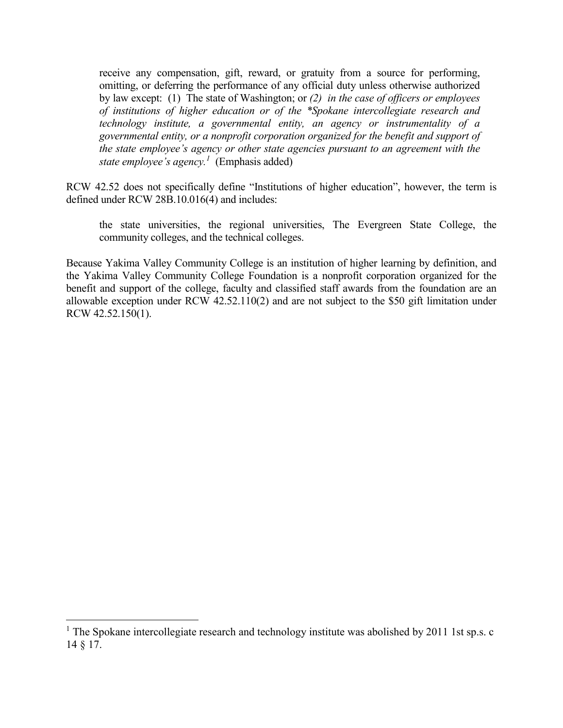> receive any compensation, gift, reward, or gratuity from a source for performing, omitting, or deferring the performance of any official duty unless otherwise authorized by law except: (1) The state of Washington; or *(2) in the case of officers or employees of institutions of higher education or of the *Spokane intercollegiate research and technology institute, a governmental entity, an agency or instrumentality of a governmental entity, or a nonprofit corporation organized for the benefit and support of the state employee's agency or other state agencies pursuant to an agreement with the state employee's agency.*[1] (Emphasis added)

RCW 42.52 does not specifically define "Institutions of higher education", however, the term is defined under RCW 28B.10.016(4) and includes:

> the state universities, the regional universities, The Evergreen State College, the community colleges, and the technical colleges.

Because Yakima Valley Community College is an institution of higher learning by definition, and the Yakima Valley Community College Foundation is a nonprofit corporation organized for the benefit and support of the college, faculty and classified staff awards from the foundation are an allowable exception under RCW 42.52.110(2) and are not subject to the $50 gift limitation under RCW 42.52.150(1).

---

[1] The Spokane intercollegiate research and technology institute was abolished by 2011 1st sp.s. c 14 § 17.